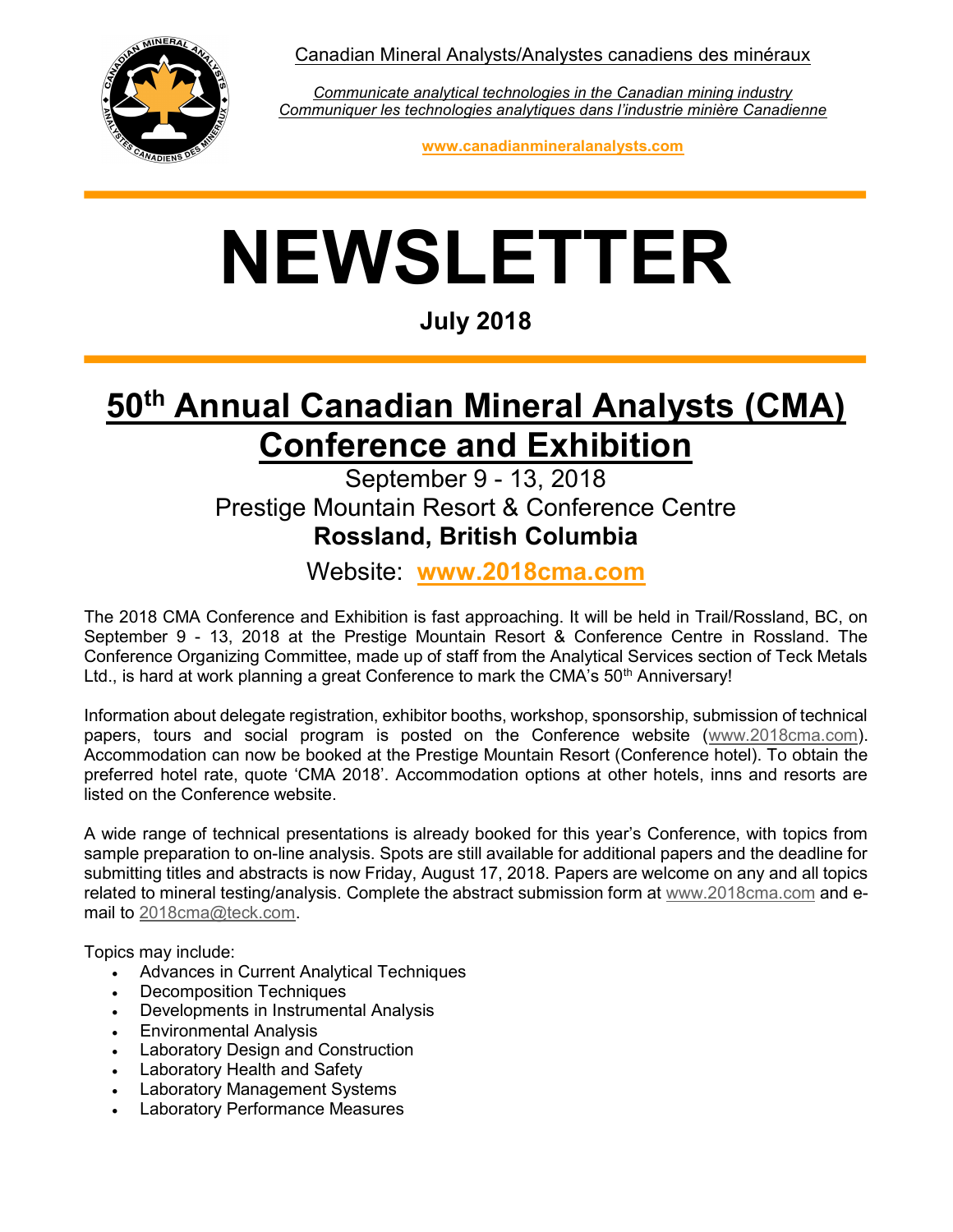Canadian Mineral Analysts/Analystes canadiens des minéraux

*Communicate analytical technologies in the Canadian mining industry*
*Communiquer les technologies analytiques dans l'industrie minière Canadienne*

**www.canadianmineralanalysts.com**

# NEWSLETTER

**July 2018**

## 50th Annual Canadian Mineral Analysts (CMA) Conference and Exhibition

September 9 - 13, 2018
Prestige Mountain Resort & Conference Centre
**Rossland, British Columbia**

Website: **www.2018cma.com**

The 2018 CMA Conference and Exhibition is fast approaching. It will be held in Trail/Rossland, BC, on September 9 - 13, 2018 at the Prestige Mountain Resort & Conference Centre in Rossland. The Conference Organizing Committee, made up of staff from the Analytical Services section of Teck Metals Ltd., is hard at work planning a great Conference to mark the CMA's 50th Anniversary!

Information about delegate registration, exhibitor booths, workshop, sponsorship, submission of technical papers, tours and social program is posted on the Conference website (www.2018cma.com). Accommodation can now be booked at the Prestige Mountain Resort (Conference hotel). To obtain the preferred hotel rate, quote 'CMA 2018'. Accommodation options at other hotels, inns and resorts are listed on the Conference website.

A wide range of technical presentations is already booked for this year's Conference, with topics from sample preparation to on-line analysis. Spots are still available for additional papers and the deadline for submitting titles and abstracts is now Friday, August 17, 2018. Papers are welcome on any and all topics related to mineral testing/analysis. Complete the abstract submission form at www.2018cma.com and e-mail to 2018cma@teck.com.

Topics may include:

- Advances in Current Analytical Techniques
- Decomposition Techniques
- Developments in Instrumental Analysis
- Environmental Analysis
- Laboratory Design and Construction
- Laboratory Health and Safety
- Laboratory Management Systems
- Laboratory Performance Measures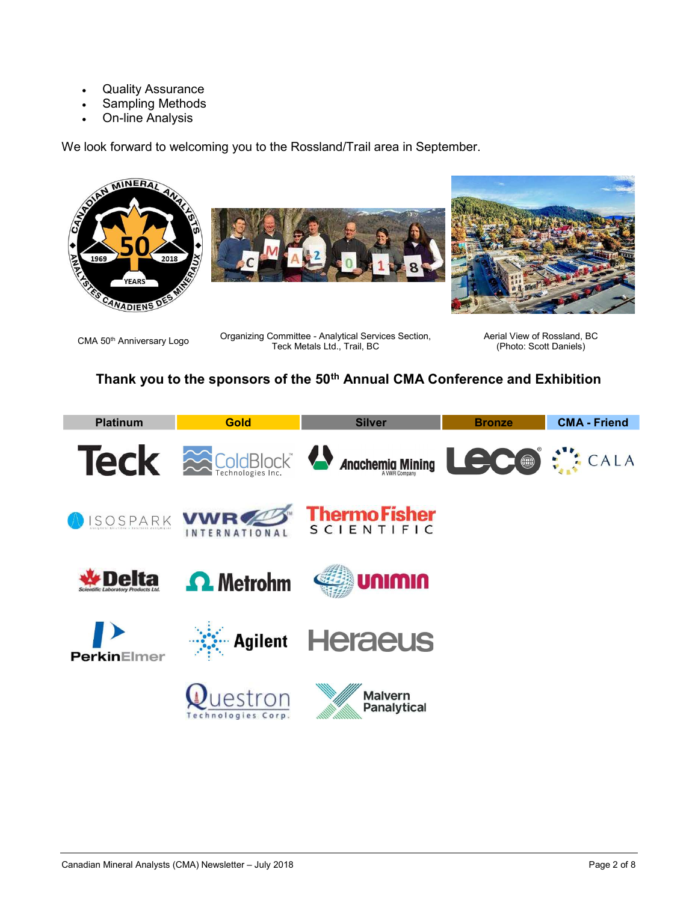- Quality Assurance
- Sampling Methods
- On-line Analysis

We look forward to welcoming you to the Rossland/Trail area in September.

CMA 50th Anniversary Logo

Organizing Committee - Analytical Services Section, Teck Metals Ltd., Trail, BC

Aerial View of Rossland, BC (Photo: Scott Daniels)

**Thank you to the sponsors of the 50th Annual CMA Conference and Exhibition**

| Platinum | Gold | Silver | Bronze | CMA - Friend |
|---|---|---|---|---|
| Teck | ColdBlock Technologies Inc. | Anachemia Mining (A VWR Company) | Leco | CALA |
| Isospark | VWR International | Thermo Fisher Scientific | | |
| Delta Scientific Laboratory Products Ltd. | Metrohm | Unimin | | |
| PerkinElmer | Agilent | Heraeus | | |
| | Questron Technologies Corp. | Malvern Panalytical | | |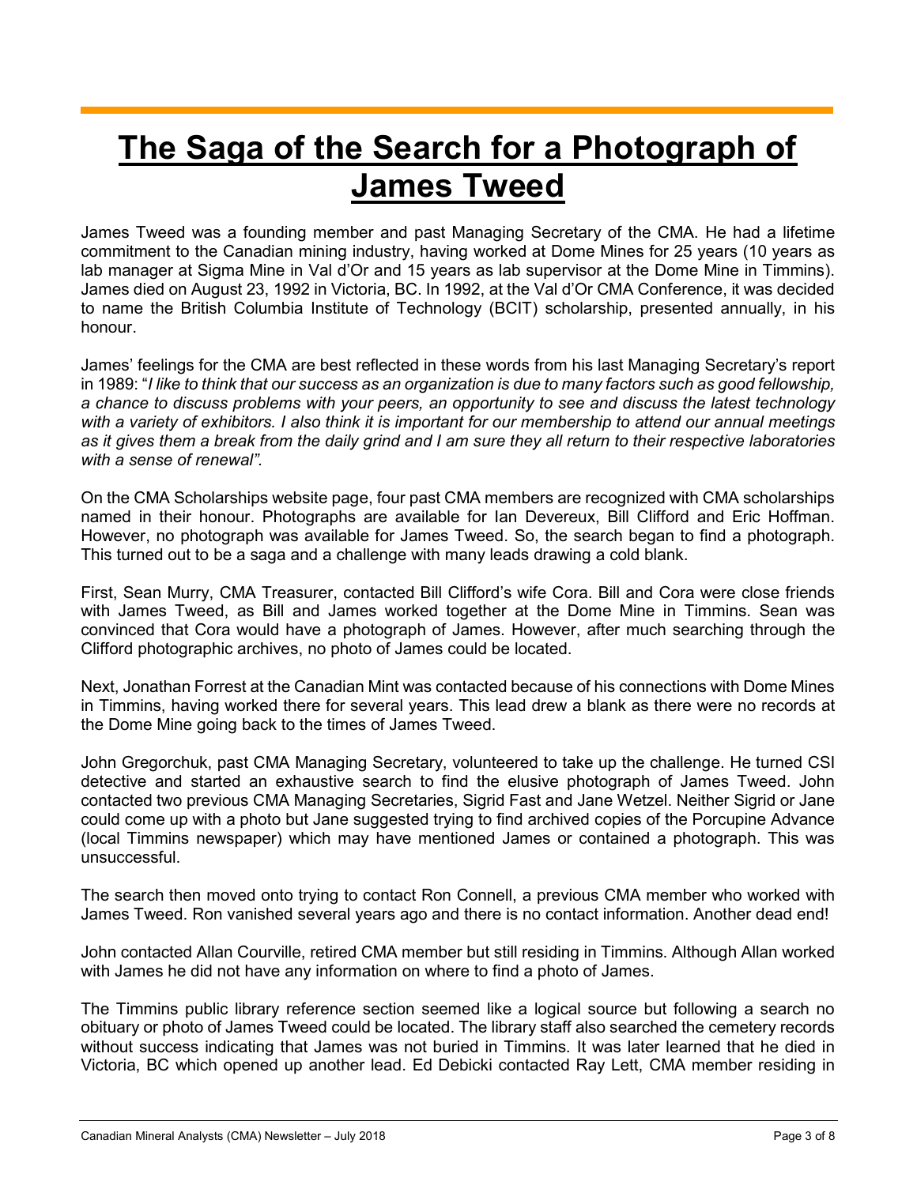# The Saga of the Search for a Photograph of James Tweed

James Tweed was a founding member and past Managing Secretary of the CMA. He had a lifetime commitment to the Canadian mining industry, having worked at Dome Mines for 25 years (10 years as lab manager at Sigma Mine in Val d'Or and 15 years as lab supervisor at the Dome Mine in Timmins). James died on August 23, 1992 in Victoria, BC. In 1992, at the Val d'Or CMA Conference, it was decided to name the British Columbia Institute of Technology (BCIT) scholarship, presented annually, in his honour.

James' feelings for the CMA are best reflected in these words from his last Managing Secretary's report in 1989: "*I like to think that our success as an organization is due to many factors such as good fellowship, a chance to discuss problems with your peers, an opportunity to see and discuss the latest technology with a variety of exhibitors. I also think it is important for our membership to attend our annual meetings as it gives them a break from the daily grind and I am sure they all return to their respective laboratories with a sense of renewal".*

On the CMA Scholarships website page, four past CMA members are recognized with CMA scholarships named in their honour. Photographs are available for Ian Devereux, Bill Clifford and Eric Hoffman. However, no photograph was available for James Tweed. So, the search began to find a photograph. This turned out to be a saga and a challenge with many leads drawing a cold blank.

First, Sean Murry, CMA Treasurer, contacted Bill Clifford's wife Cora. Bill and Cora were close friends with James Tweed, as Bill and James worked together at the Dome Mine in Timmins. Sean was convinced that Cora would have a photograph of James. However, after much searching through the Clifford photographic archives, no photo of James could be located.

Next, Jonathan Forrest at the Canadian Mint was contacted because of his connections with Dome Mines in Timmins, having worked there for several years. This lead drew a blank as there were no records at the Dome Mine going back to the times of James Tweed.

John Gregorchuk, past CMA Managing Secretary, volunteered to take up the challenge. He turned CSI detective and started an exhaustive search to find the elusive photograph of James Tweed. John contacted two previous CMA Managing Secretaries, Sigrid Fast and Jane Wetzel. Neither Sigrid or Jane could come up with a photo but Jane suggested trying to find archived copies of the Porcupine Advance (local Timmins newspaper) which may have mentioned James or contained a photograph. This was unsuccessful.

The search then moved onto trying to contact Ron Connell, a previous CMA member who worked with James Tweed. Ron vanished several years ago and there is no contact information. Another dead end!

John contacted Allan Courville, retired CMA member but still residing in Timmins. Although Allan worked with James he did not have any information on where to find a photo of James.

The Timmins public library reference section seemed like a logical source but following a search no obituary or photo of James Tweed could be located. The library staff also searched the cemetery records without success indicating that James was not buried in Timmins. It was later learned that he died in Victoria, BC which opened up another lead. Ed Debicki contacted Ray Lett, CMA member residing in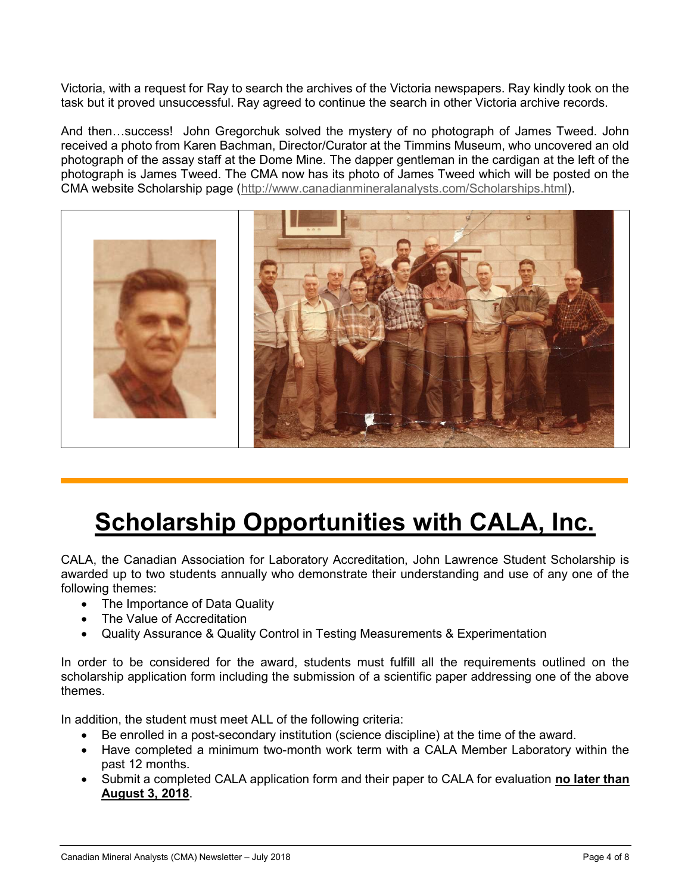Victoria, with a request for Ray to search the archives of the Victoria newspapers. Ray kindly took on the task but it proved unsuccessful. Ray agreed to continue the search in other Victoria archive records.

And then…success! John Gregorchuk solved the mystery of no photograph of James Tweed. John received a photo from Karen Bachman, Director/Curator at the Timmins Museum, who uncovered an old photograph of the assay staff at the Dome Mine. The dapper gentleman in the cardigan at the left of the photograph is James Tweed. The CMA now has its photo of James Tweed which will be posted on the CMA website Scholarship page (http://www.canadianmineralanalysts.com/Scholarships.html).

# Scholarship Opportunities with CALA, Inc.

CALA, the Canadian Association for Laboratory Accreditation, John Lawrence Student Scholarship is awarded up to two students annually who demonstrate their understanding and use of any one of the following themes:

- The Importance of Data Quality
- The Value of Accreditation
- Quality Assurance & Quality Control in Testing Measurements & Experimentation

In order to be considered for the award, students must fulfill all the requirements outlined on the scholarship application form including the submission of a scientific paper addressing one of the above themes.

In addition, the student must meet ALL of the following criteria:

- Be enrolled in a post-secondary institution (science discipline) at the time of the award.
- Have completed a minimum two-month work term with a CALA Member Laboratory within the past 12 months.
- Submit a completed CALA application form and their paper to CALA for evaluation **no later than August 3, 2018**.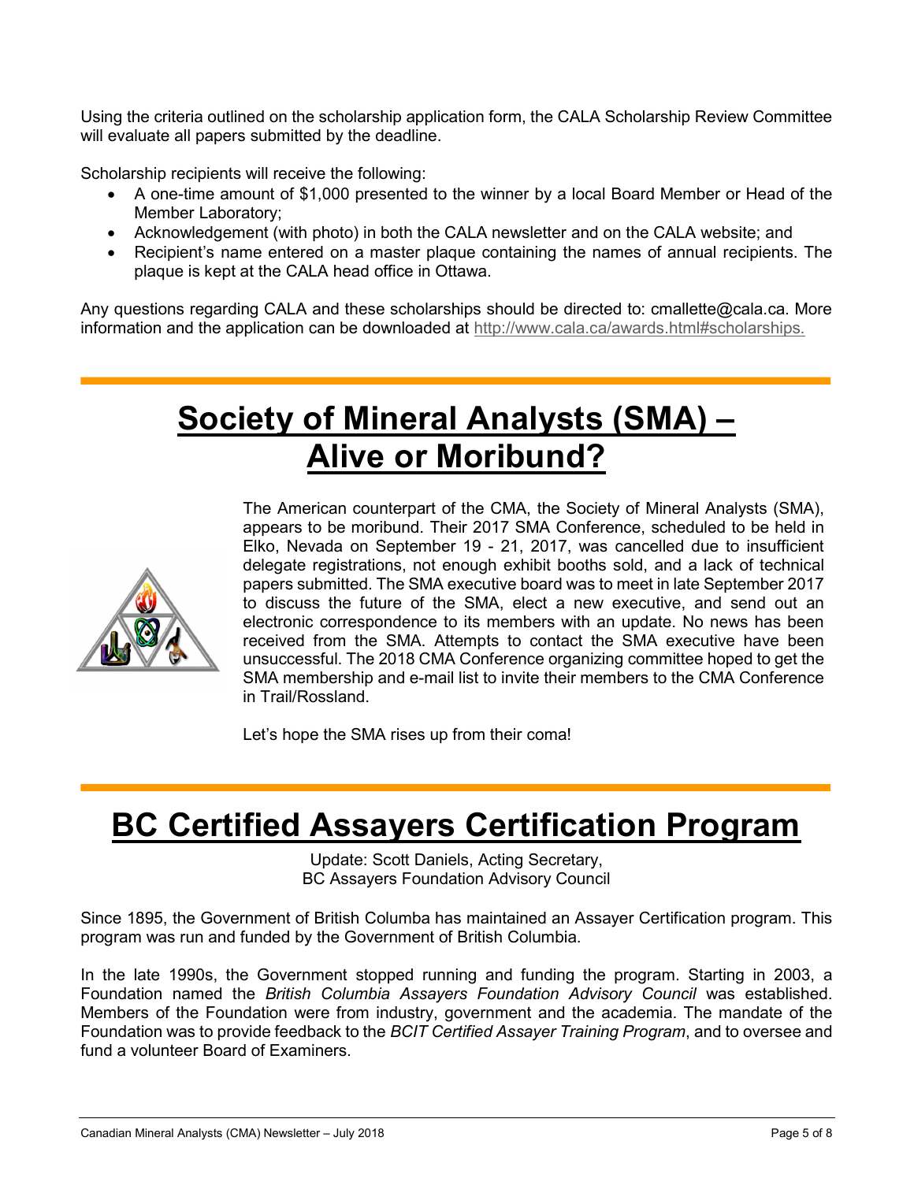Using the criteria outlined on the scholarship application form, the CALA Scholarship Review Committee will evaluate all papers submitted by the deadline.

Scholarship recipients will receive the following:

- A one-time amount of $1,000 presented to the winner by a local Board Member or Head of the Member Laboratory;
- Acknowledgement (with photo) in both the CALA newsletter and on the CALA website; and
- Recipient's name entered on a master plaque containing the names of annual recipients. The plaque is kept at the CALA head office in Ottawa.

Any questions regarding CALA and these scholarships should be directed to: cmallette@cala.ca. More information and the application can be downloaded at http://www.cala.ca/awards.html#scholarships.

# Society of Mineral Analysts (SMA) – Alive or Moribund?

The American counterpart of the CMA, the Society of Mineral Analysts (SMA), appears to be moribund. Their 2017 SMA Conference, scheduled to be held in Elko, Nevada on September 19 - 21, 2017, was cancelled due to insufficient delegate registrations, not enough exhibit booths sold, and a lack of technical papers submitted. The SMA executive board was to meet in late September 2017 to discuss the future of the SMA, elect a new executive, and send out an electronic correspondence to its members with an update. No news has been received from the SMA. Attempts to contact the SMA executive have been unsuccessful. The 2018 CMA Conference organizing committee hoped to get the SMA membership and e-mail list to invite their members to the CMA Conference in Trail/Rossland.

Let's hope the SMA rises up from their coma!

# BC Certified Assayers Certification Program

Update: Scott Daniels, Acting Secretary,
BC Assayers Foundation Advisory Council

Since 1895, the Government of British Columba has maintained an Assayer Certification program. This program was run and funded by the Government of British Columbia.

In the late 1990s, the Government stopped running and funding the program. Starting in 2003, a Foundation named the *British Columbia Assayers Foundation Advisory Council* was established. Members of the Foundation were from industry, government and the academia. The mandate of the Foundation was to provide feedback to the *BCIT Certified Assayer Training Program*, and to oversee and fund a volunteer Board of Examiners.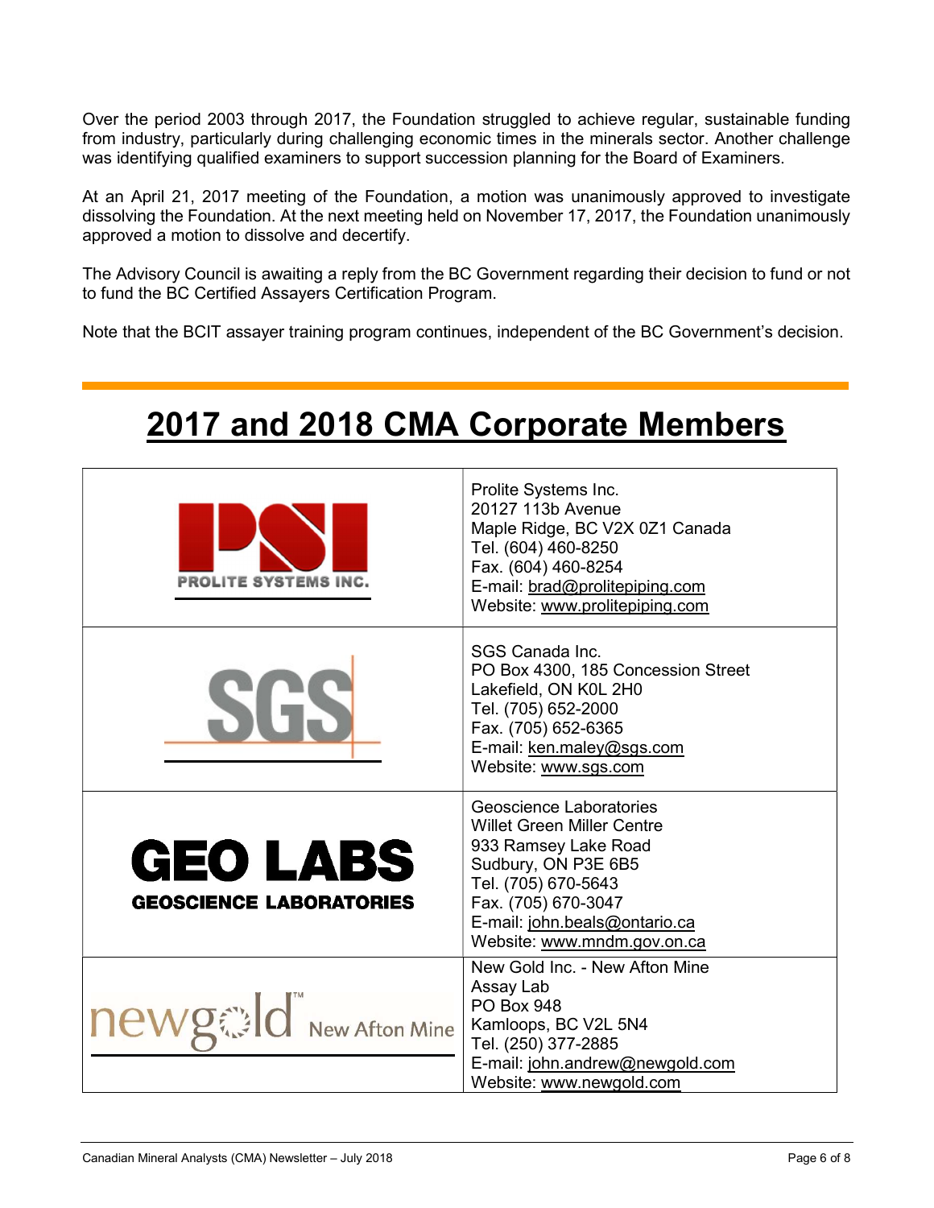Over the period 2003 through 2017, the Foundation struggled to achieve regular, sustainable funding from industry, particularly during challenging economic times in the minerals sector. Another challenge was identifying qualified examiners to support succession planning for the Board of Examiners.

At an April 21, 2017 meeting of the Foundation, a motion was unanimously approved to investigate dissolving the Foundation. At the next meeting held on November 17, 2017, the Foundation unanimously approved a motion to dissolve and decertify.

The Advisory Council is awaiting a reply from the BC Government regarding their decision to fund or not to fund the BC Certified Assayers Certification Program.

Note that the BCIT assayer training program continues, independent of the BC Government's decision.

# 2017 and 2018 CMA Corporate Members

| | |
|---|---|
| PSI PROLITE SYSTEMS INC. | Prolite Systems Inc.<br>20127 113b Avenue<br>Maple Ridge, BC V2X 0Z1 Canada<br>Tel. (604) 460-8250<br>Fax. (604) 460-8254<br>E-mail: brad@prolitepiping.com<br>Website: www.prolitepiping.com |
| SGS | SGS Canada Inc.<br>PO Box 4300, 185 Concession Street<br>Lakefield, ON K0L 2H0<br>Tel. (705) 652-2000<br>Fax. (705) 652-6365<br>E-mail: ken.maley@sgs.com<br>Website: www.sgs.com |
| GEO LABS GEOSCIENCE LABORATORIES | Geoscience Laboratories<br>Willet Green Miller Centre<br>933 Ramsey Lake Road<br>Sudbury, ON P3E 6B5<br>Tel. (705) 670-5643<br>Fax. (705) 670-3047<br>E-mail: john.beals@ontario.ca<br>Website: www.mndm.gov.on.ca |
| newgold New Afton Mine | New Gold Inc. - New Afton Mine<br>Assay Lab<br>PO Box 948<br>Kamloops, BC V2L 5N4<br>Tel. (250) 377-2885<br>E-mail: john.andrew@newgold.com<br>Website: www.newgold.com |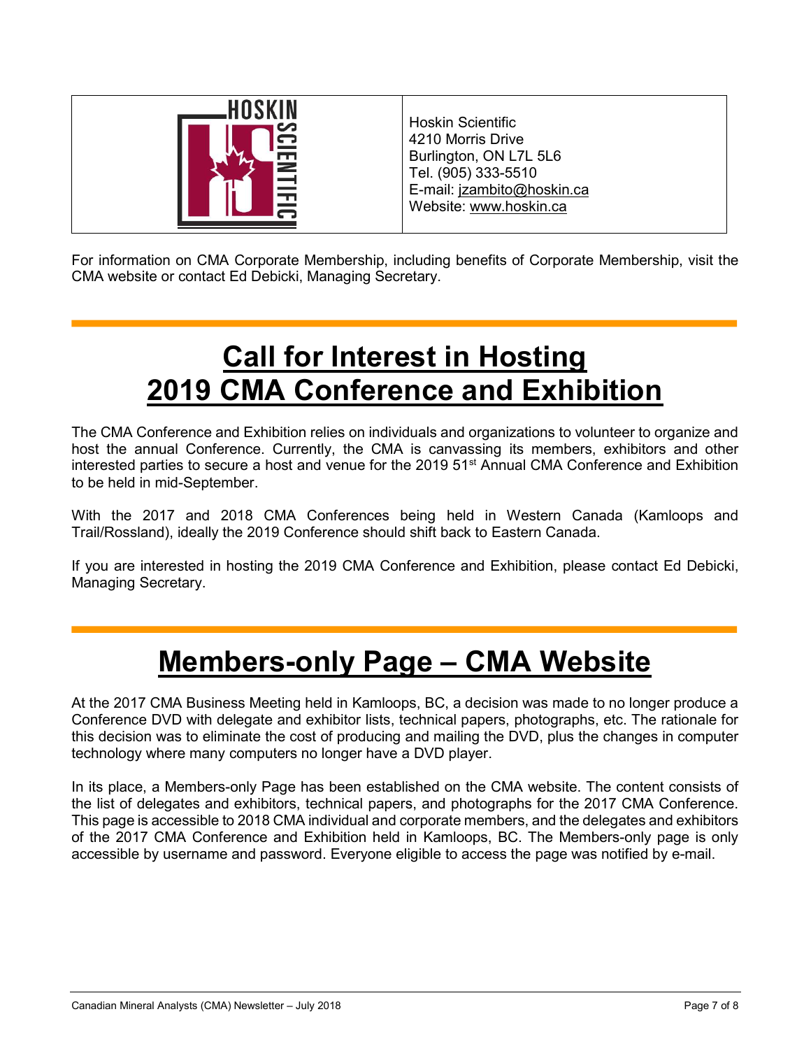| HOSKIN SCIENTIFIC | Hoskin Scientific<br>4210 Morris Drive<br>Burlington, ON L7L 5L6<br>Tel. (905) 333-5510<br>E-mail: jzambito@hoskin.ca<br>Website: www.hoskin.ca |
|---|---|

For information on CMA Corporate Membership, including benefits of Corporate Membership, visit the CMA website or contact Ed Debicki, Managing Secretary.

# Call for Interest in Hosting 2019 CMA Conference and Exhibition

The CMA Conference and Exhibition relies on individuals and organizations to volunteer to organize and host the annual Conference. Currently, the CMA is canvassing its members, exhibitors and other interested parties to secure a host and venue for the 2019 51st Annual CMA Conference and Exhibition to be held in mid-September.

With the 2017 and 2018 CMA Conferences being held in Western Canada (Kamloops and Trail/Rossland), ideally the 2019 Conference should shift back to Eastern Canada.

If you are interested in hosting the 2019 CMA Conference and Exhibition, please contact Ed Debicki, Managing Secretary.

# Members-only Page – CMA Website

At the 2017 CMA Business Meeting held in Kamloops, BC, a decision was made to no longer produce a Conference DVD with delegate and exhibitor lists, technical papers, photographs, etc. The rationale for this decision was to eliminate the cost of producing and mailing the DVD, plus the changes in computer technology where many computers no longer have a DVD player.

In its place, a Members-only Page has been established on the CMA website. The content consists of the list of delegates and exhibitors, technical papers, and photographs for the 2017 CMA Conference. This page is accessible to 2018 CMA individual and corporate members, and the delegates and exhibitors of the 2017 CMA Conference and Exhibition held in Kamloops, BC. The Members-only page is only accessible by username and password. Everyone eligible to access the page was notified by e-mail.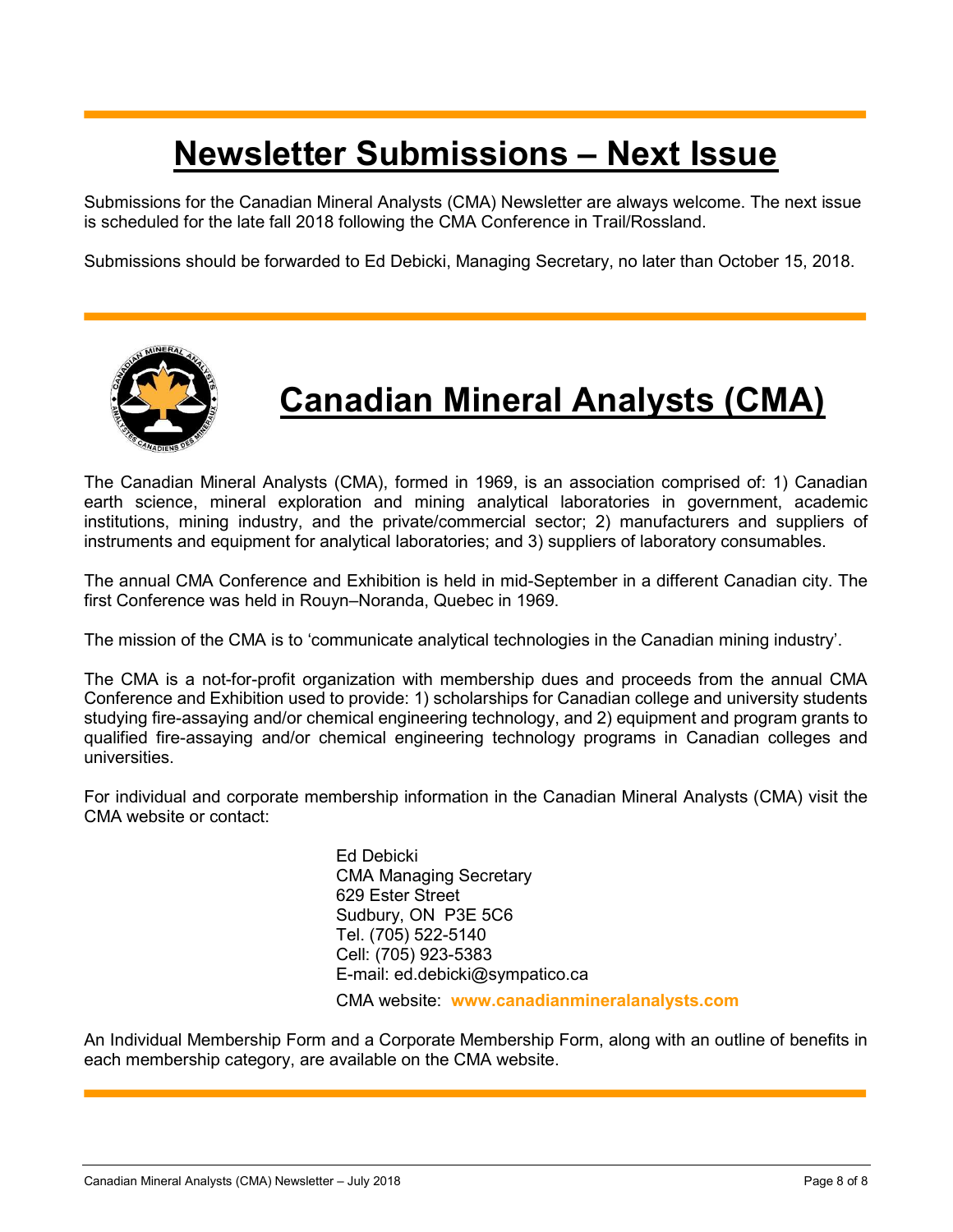# Newsletter Submissions – Next Issue

Submissions for the Canadian Mineral Analysts (CMA) Newsletter are always welcome. The next issue is scheduled for the late fall 2018 following the CMA Conference in Trail/Rossland.

Submissions should be forwarded to Ed Debicki, Managing Secretary, no later than October 15, 2018.

# Canadian Mineral Analysts (CMA)

The Canadian Mineral Analysts (CMA), formed in 1969, is an association comprised of: 1) Canadian earth science, mineral exploration and mining analytical laboratories in government, academic institutions, mining industry, and the private/commercial sector; 2) manufacturers and suppliers of instruments and equipment for analytical laboratories; and 3) suppliers of laboratory consumables.

The annual CMA Conference and Exhibition is held in mid-September in a different Canadian city. The first Conference was held in Rouyn–Noranda, Quebec in 1969.

The mission of the CMA is to 'communicate analytical technologies in the Canadian mining industry'.

The CMA is a not-for-profit organization with membership dues and proceeds from the annual CMA Conference and Exhibition used to provide: 1) scholarships for Canadian college and university students studying fire-assaying and/or chemical engineering technology, and 2) equipment and program grants to qualified fire-assaying and/or chemical engineering technology programs in Canadian colleges and universities.

For individual and corporate membership information in the Canadian Mineral Analysts (CMA) visit the CMA website or contact:

Ed Debicki
CMA Managing Secretary
629 Ester Street
Sudbury, ON P3E 5C6
Tel. (705) 522-5140
Cell: (705) 923-5383
E-mail: ed.debicki@sympatico.ca

CMA website: **www.canadianmineralanalysts.com**

An Individual Membership Form and a Corporate Membership Form, along with an outline of benefits in each membership category, are available on the CMA website.